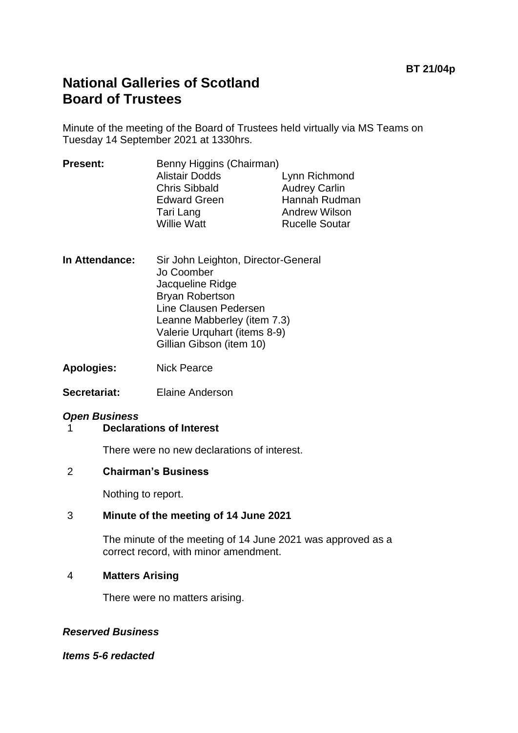BT 21/04p

# National Galleries of Scotland
# Board of Trustees

Minute of the meeting of the Board of Trustees held virtually via MS Teams on Tuesday 14 September 2021 at 1330hrs.

**Present:** Benny Higgins (Chairman)
Alistair Dodds
Chris Sibbald
Edward Green
Tari Lang
Willie Watt
Lynn Richmond
Audrey Carlin
Hannah Rudman
Andrew Wilson
Rucelle Soutar

**In Attendance:** Sir John Leighton, Director-General
Jo Coomber
Jacqueline Ridge
Bryan Robertson
Line Clausen Pedersen
Leanne Mabberley (item 7.3)
Valerie Urquhart (items 8-9)
Gillian Gibson (item 10)

**Apologies:** Nick Pearce

**Secretariat:** Elaine Anderson

***Open Business***

**1 Declarations of Interest**

There were no new declarations of interest.

**2 Chairman's Business**

Nothing to report.

**3 Minute of the meeting of 14 June 2021**

The minute of the meeting of 14 June 2021 was approved as a correct record, with minor amendment.

**4 Matters Arising**

There were no matters arising.

***Reserved Business***

***Items 5-6 redacted***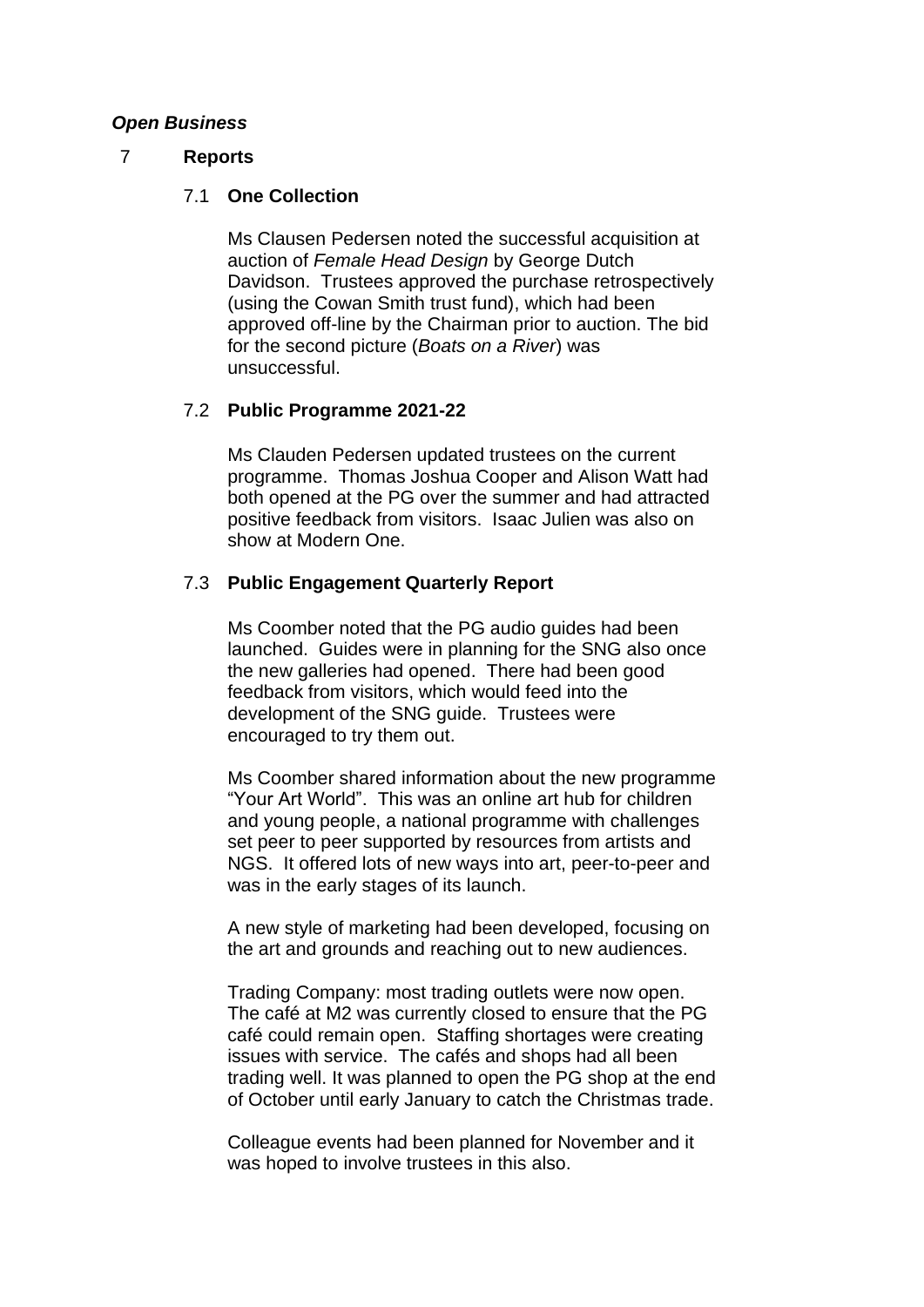***Open Business***

## 7 Reports

### 7.1 One Collection

Ms Clausen Pedersen noted the successful acquisition at auction of *Female Head Design* by George Dutch Davidson. Trustees approved the purchase retrospectively (using the Cowan Smith trust fund), which had been approved off-line by the Chairman prior to auction. The bid for the second picture (*Boats on a River*) was unsuccessful.

### 7.2 Public Programme 2021-22

Ms Clauden Pedersen updated trustees on the current programme. Thomas Joshua Cooper and Alison Watt had both opened at the PG over the summer and had attracted positive feedback from visitors. Isaac Julien was also on show at Modern One.

### 7.3 Public Engagement Quarterly Report

Ms Coomber noted that the PG audio guides had been launched. Guides were in planning for the SNG also once the new galleries had opened. There had been good feedback from visitors, which would feed into the development of the SNG guide. Trustees were encouraged to try them out.

Ms Coomber shared information about the new programme “Your Art World”. This was an online art hub for children and young people, a national programme with challenges set peer to peer supported by resources from artists and NGS. It offered lots of new ways into art, peer-to-peer and was in the early stages of its launch.

A new style of marketing had been developed, focusing on the art and grounds and reaching out to new audiences.

Trading Company: most trading outlets were now open. The café at M2 was currently closed to ensure that the PG café could remain open. Staffing shortages were creating issues with service. The cafés and shops had all been trading well. It was planned to open the PG shop at the end of October until early January to catch the Christmas trade.

Colleague events had been planned for November and it was hoped to involve trustees in this also.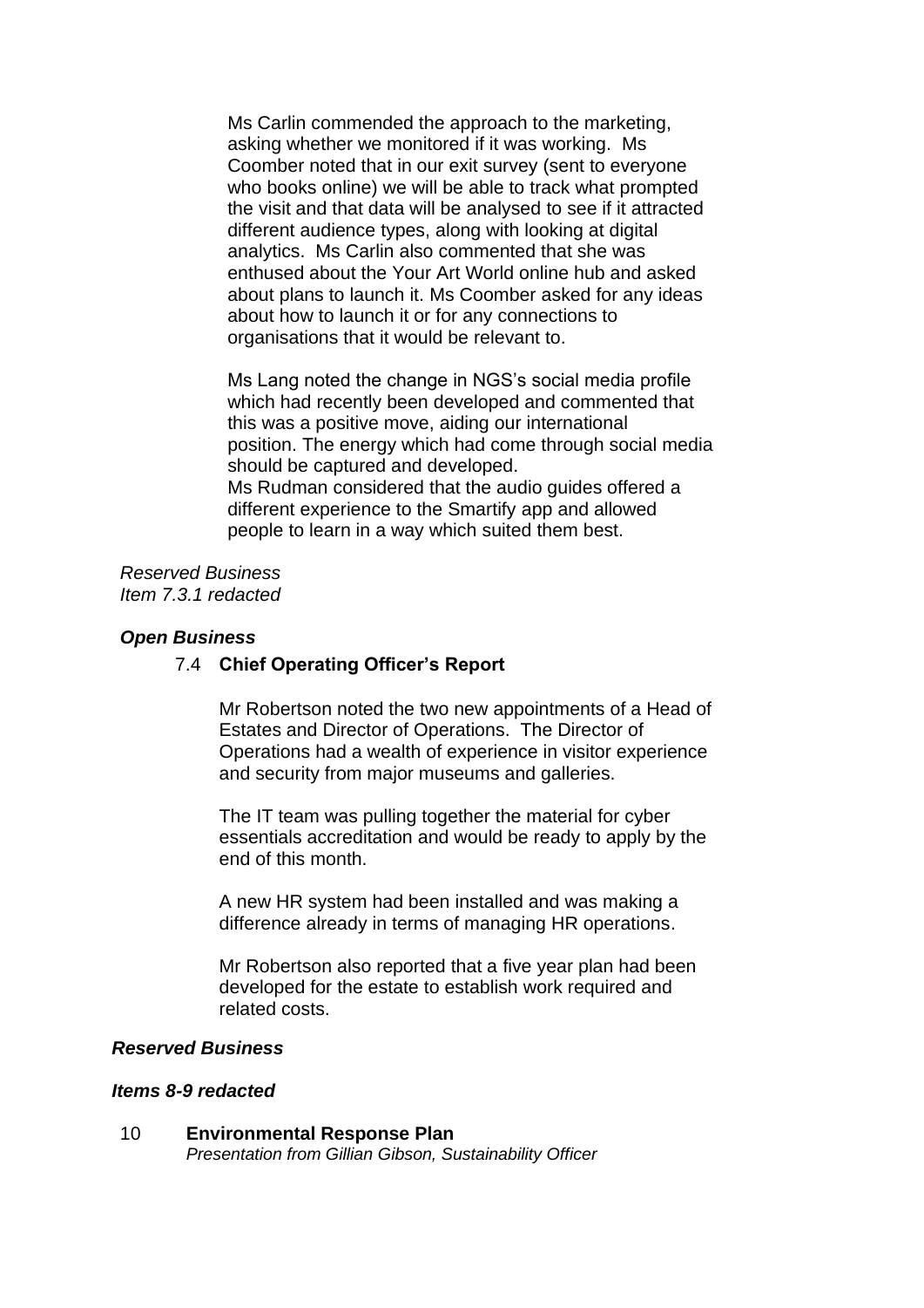Ms Carlin commended the approach to the marketing, asking whether we monitored if it was working. Ms Coomber noted that in our exit survey (sent to everyone who books online) we will be able to track what prompted the visit and that data will be analysed to see if it attracted different audience types, along with looking at digital analytics. Ms Carlin also commented that she was enthused about the Your Art World online hub and asked about plans to launch it. Ms Coomber asked for any ideas about how to launch it or for any connections to organisations that it would be relevant to.

Ms Lang noted the change in NGS's social media profile which had recently been developed and commented that this was a positive move, aiding our international position. The energy which had come through social media should be captured and developed.
Ms Rudman considered that the audio guides offered a different experience to the Smartify app and allowed people to learn in a way which suited them best.

*Reserved Business*
*Item 7.3.1 redacted*

***Open Business***

7.4 **Chief Operating Officer's Report**

Mr Robertson noted the two new appointments of a Head of Estates and Director of Operations. The Director of Operations had a wealth of experience in visitor experience and security from major museums and galleries.

The IT team was pulling together the material for cyber essentials accreditation and would be ready to apply by the end of this month.

A new HR system had been installed and was making a difference already in terms of managing HR operations.

Mr Robertson also reported that a five year plan had been developed for the estate to establish work required and related costs.

***Reserved Business***

***Items 8-9 redacted***

10 **Environmental Response Plan**
*Presentation from Gillian Gibson, Sustainability Officer*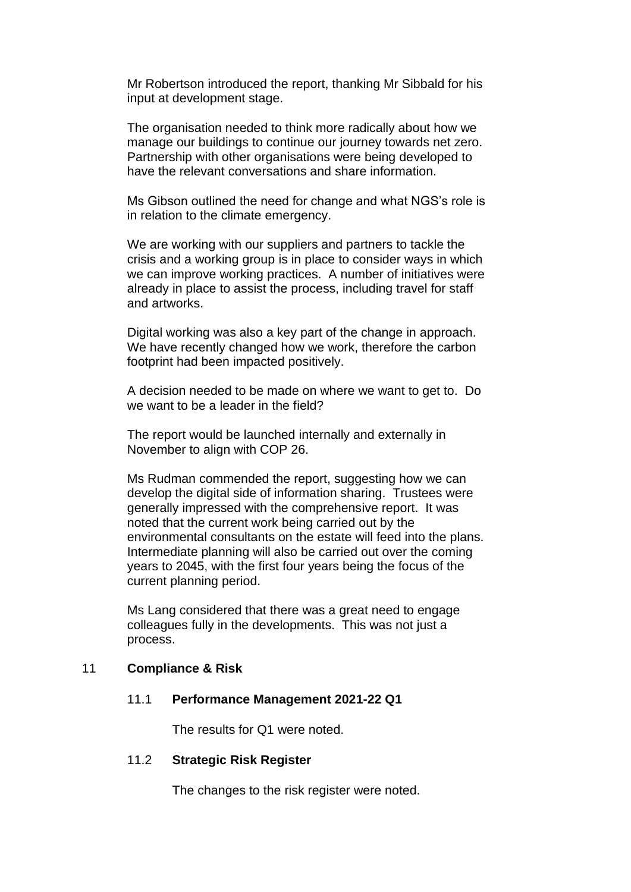Mr Robertson introduced the report, thanking Mr Sibbald for his input at development stage.

The organisation needed to think more radically about how we manage our buildings to continue our journey towards net zero. Partnership with other organisations were being developed to have the relevant conversations and share information.

Ms Gibson outlined the need for change and what NGS's role is in relation to the climate emergency.

We are working with our suppliers and partners to tackle the crisis and a working group is in place to consider ways in which we can improve working practices. A number of initiatives were already in place to assist the process, including travel for staff and artworks.

Digital working was also a key part of the change in approach. We have recently changed how we work, therefore the carbon footprint had been impacted positively.

A decision needed to be made on where we want to get to. Do we want to be a leader in the field?

The report would be launched internally and externally in November to align with COP 26.

Ms Rudman commended the report, suggesting how we can develop the digital side of information sharing. Trustees were generally impressed with the comprehensive report. It was noted that the current work being carried out by the environmental consultants on the estate will feed into the plans. Intermediate planning will also be carried out over the coming years to 2045, with the first four years being the focus of the current planning period.

Ms Lang considered that there was a great need to engage colleagues fully in the developments. This was not just a process.

## 11 Compliance & Risk

### 11.1 Performance Management 2021-22 Q1

The results for Q1 were noted.

### 11.2 Strategic Risk Register

The changes to the risk register were noted.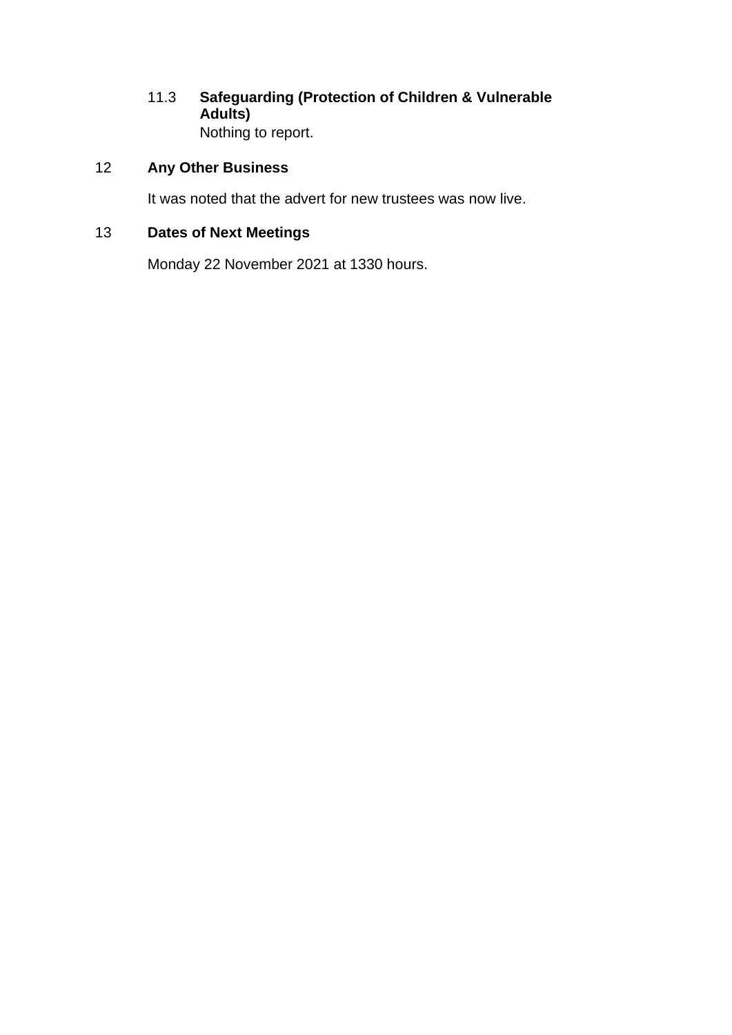### 11.3 Safeguarding (Protection of Children & Vulnerable Adults)

Nothing to report.

## 12 Any Other Business

It was noted that the advert for new trustees was now live.

## 13 Dates of Next Meetings

Monday 22 November 2021 at 1330 hours.